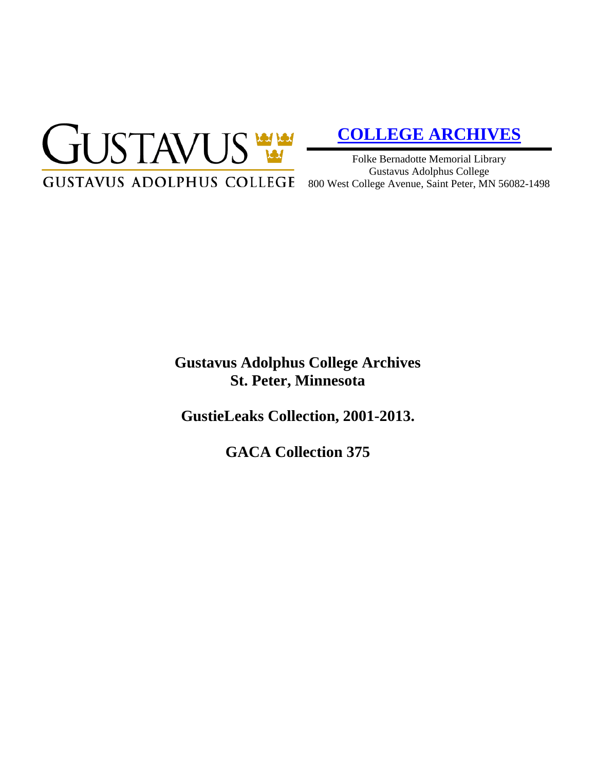GUSTAVUS

GUSTAVUS ADOLPHUS COLLEGE

**COLLEGE ARCHIVES**

Folke Bernadotte Memorial Library
Gustavus Adolphus College
800 West College Avenue, Saint Peter, MN 56082-1498

# Gustavus Adolphus College Archives
# St. Peter, Minnesota

## GustieLeaks Collection, 2001-2013.

## GACA Collection 375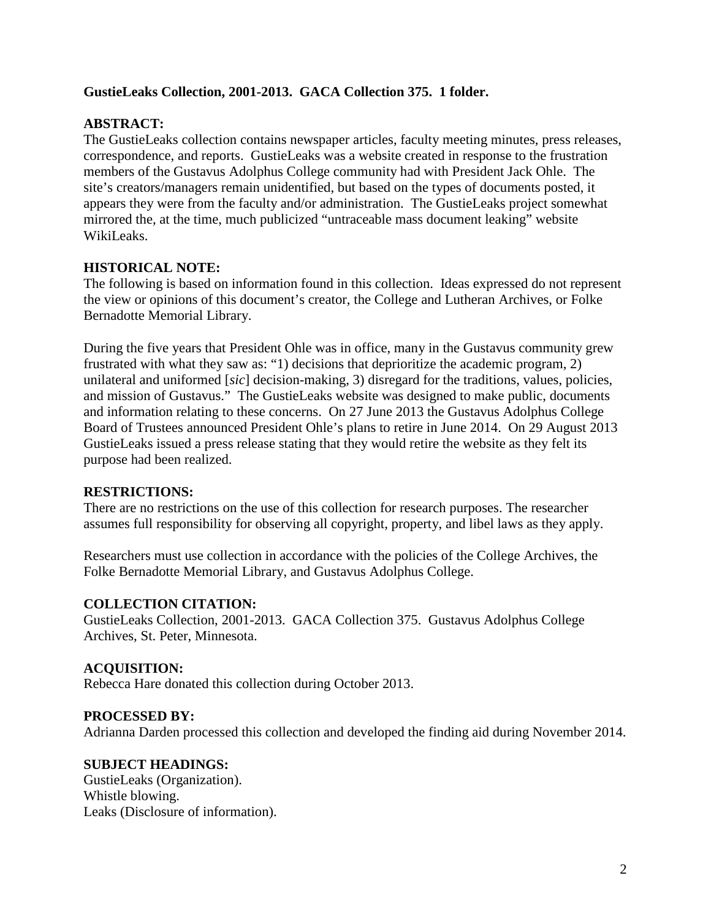**GustieLeaks Collection, 2001-2013. GACA Collection 375. 1 folder.**

**ABSTRACT:**
The GustieLeaks collection contains newspaper articles, faculty meeting minutes, press releases, correspondence, and reports. GustieLeaks was a website created in response to the frustration members of the Gustavus Adolphus College community had with President Jack Ohle. The site's creators/managers remain unidentified, but based on the types of documents posted, it appears they were from the faculty and/or administration. The GustieLeaks project somewhat mirrored the, at the time, much publicized "untraceable mass document leaking" website WikiLeaks.

**HISTORICAL NOTE:**
The following is based on information found in this collection. Ideas expressed do not represent the view or opinions of this document's creator, the College and Lutheran Archives, or Folke Bernadotte Memorial Library.

During the five years that President Ohle was in office, many in the Gustavus community grew frustrated with what they saw as: "1) decisions that deprioritize the academic program, 2) unilateral and uniformed [*sic*] decision-making, 3) disregard for the traditions, values, policies, and mission of Gustavus." The GustieLeaks website was designed to make public, documents and information relating to these concerns. On 27 June 2013 the Gustavus Adolphus College Board of Trustees announced President Ohle's plans to retire in June 2014. On 29 August 2013 GustieLeaks issued a press release stating that they would retire the website as they felt its purpose had been realized.

**RESTRICTIONS:**
There are no restrictions on the use of this collection for research purposes. The researcher assumes full responsibility for observing all copyright, property, and libel laws as they apply.

Researchers must use collection in accordance with the policies of the College Archives, the Folke Bernadotte Memorial Library, and Gustavus Adolphus College.

**COLLECTION CITATION:**
GustieLeaks Collection, 2001-2013. GACA Collection 375. Gustavus Adolphus College Archives, St. Peter, Minnesota.

**ACQUISITION:**
Rebecca Hare donated this collection during October 2013.

**PROCESSED BY:**
Adrianna Darden processed this collection and developed the finding aid during November 2014.

**SUBJECT HEADINGS:**
GustieLeaks (Organization).
Whistle blowing.
Leaks (Disclosure of information).